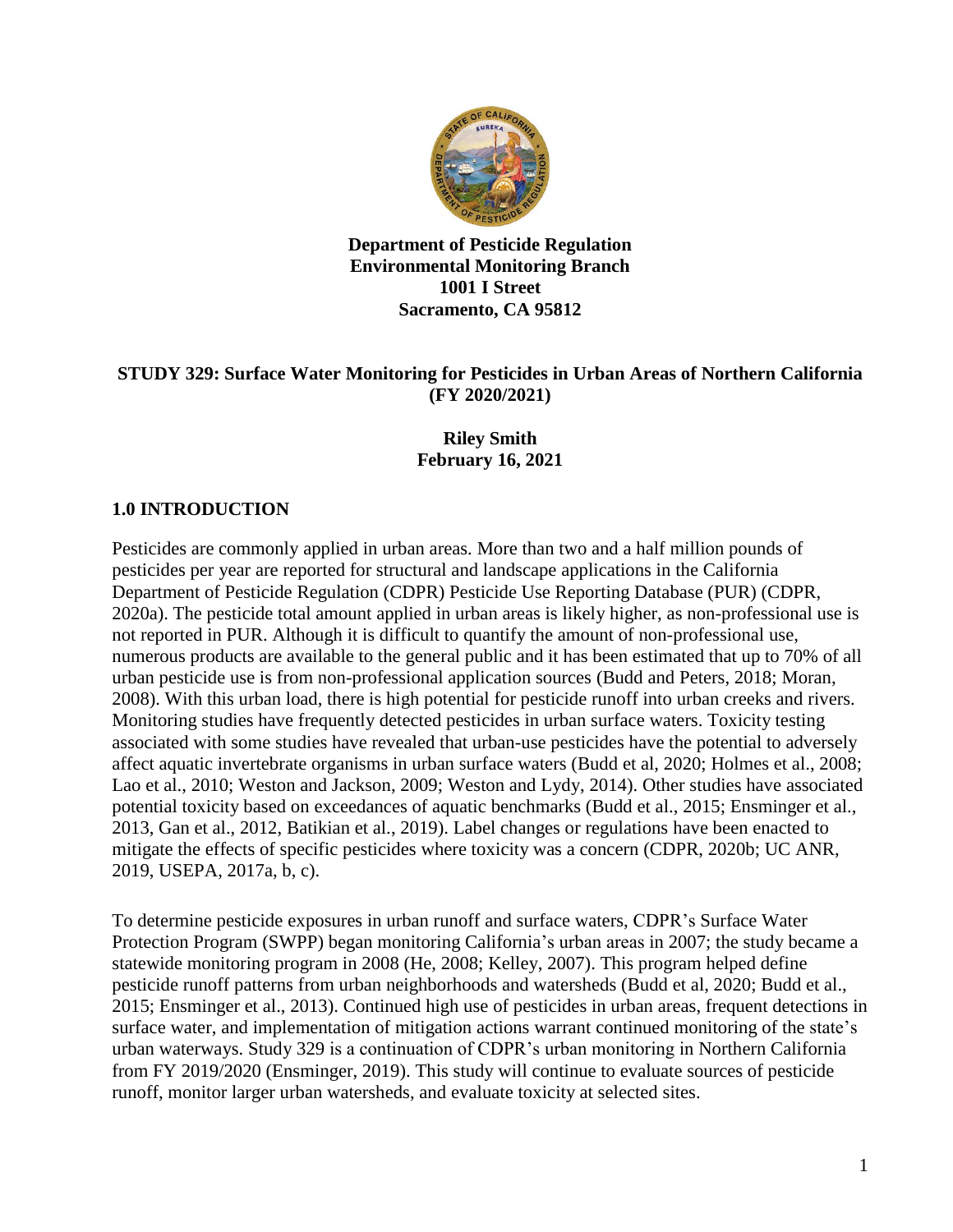**Department of Pesticide Regulation**
**Environmental Monitoring Branch**
**1001 I Street**
**Sacramento, CA 95812**

# STUDY 329: Surface Water Monitoring for Pesticides in Urban Areas of Northern California (FY 2020/2021)

**Riley Smith**
**February 16, 2021**

## 1.0 INTRODUCTION

Pesticides are commonly applied in urban areas. More than two and a half million pounds of pesticides per year are reported for structural and landscape applications in the California Department of Pesticide Regulation (CDPR) Pesticide Use Reporting Database (PUR) (CDPR, 2020a). The pesticide total amount applied in urban areas is likely higher, as non-professional use is not reported in PUR. Although it is difficult to quantify the amount of non-professional use, numerous products are available to the general public and it has been estimated that up to 70% of all urban pesticide use is from non-professional application sources (Budd and Peters, 2018; Moran, 2008). With this urban load, there is high potential for pesticide runoff into urban creeks and rivers. Monitoring studies have frequently detected pesticides in urban surface waters. Toxicity testing associated with some studies have revealed that urban-use pesticides have the potential to adversely affect aquatic invertebrate organisms in urban surface waters (Budd et al, 2020; Holmes et al., 2008; Lao et al., 2010; Weston and Jackson, 2009; Weston and Lydy, 2014). Other studies have associated potential toxicity based on exceedances of aquatic benchmarks (Budd et al., 2015; Ensminger et al., 2013, Gan et al., 2012, Batikian et al., 2019). Label changes or regulations have been enacted to mitigate the effects of specific pesticides where toxicity was a concern (CDPR, 2020b; UC ANR, 2019, USEPA, 2017a, b, c).

To determine pesticide exposures in urban runoff and surface waters, CDPR's Surface Water Protection Program (SWPP) began monitoring California's urban areas in 2007; the study became a statewide monitoring program in 2008 (He, 2008; Kelley, 2007). This program helped define pesticide runoff patterns from urban neighborhoods and watersheds (Budd et al, 2020; Budd et al., 2015; Ensminger et al., 2013). Continued high use of pesticides in urban areas, frequent detections in surface water, and implementation of mitigation actions warrant continued monitoring of the state's urban waterways. Study 329 is a continuation of CDPR's urban monitoring in Northern California from FY 2019/2020 (Ensminger, 2019). This study will continue to evaluate sources of pesticide runoff, monitor larger urban watersheds, and evaluate toxicity at selected sites.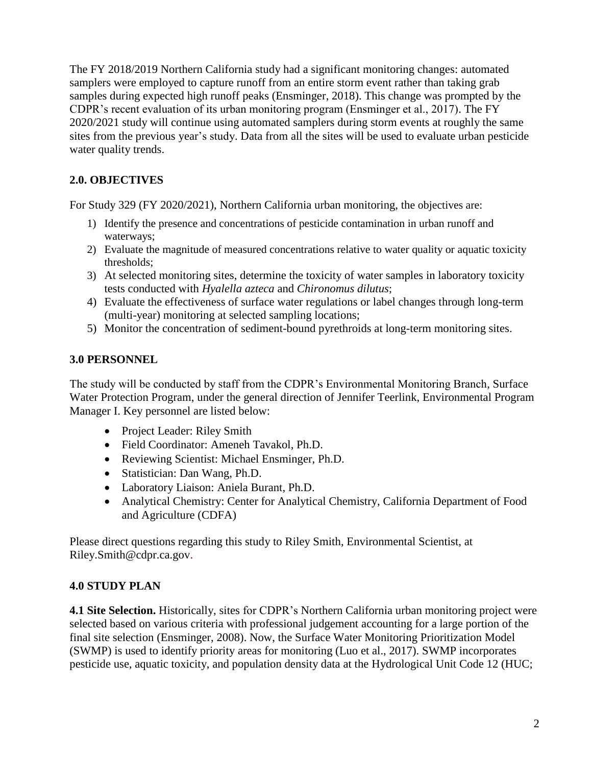The FY 2018/2019 Northern California study had a significant monitoring changes: automated samplers were employed to capture runoff from an entire storm event rather than taking grab samples during expected high runoff peaks (Ensminger, 2018). This change was prompted by the CDPR's recent evaluation of its urban monitoring program (Ensminger et al., 2017). The FY 2020/2021 study will continue using automated samplers during storm events at roughly the same sites from the previous year's study. Data from all the sites will be used to evaluate urban pesticide water quality trends.

## 2.0. OBJECTIVES

For Study 329 (FY 2020/2021), Northern California urban monitoring, the objectives are:

1) Identify the presence and concentrations of pesticide contamination in urban runoff and waterways;
2) Evaluate the magnitude of measured concentrations relative to water quality or aquatic toxicity thresholds;
3) At selected monitoring sites, determine the toxicity of water samples in laboratory toxicity tests conducted with *Hyalella azteca* and *Chironomus dilutus*;
4) Evaluate the effectiveness of surface water regulations or label changes through long-term (multi-year) monitoring at selected sampling locations;
5) Monitor the concentration of sediment-bound pyrethroids at long-term monitoring sites.

## 3.0 PERSONNEL

The study will be conducted by staff from the CDPR's Environmental Monitoring Branch, Surface Water Protection Program, under the general direction of Jennifer Teerlink, Environmental Program Manager I. Key personnel are listed below:

- Project Leader: Riley Smith
- Field Coordinator: Ameneh Tavakol, Ph.D.
- Reviewing Scientist: Michael Ensminger, Ph.D.
- Statistician: Dan Wang, Ph.D.
- Laboratory Liaison: Aniela Burant, Ph.D.
- Analytical Chemistry: Center for Analytical Chemistry, California Department of Food and Agriculture (CDFA)

Please direct questions regarding this study to Riley Smith, Environmental Scientist, at Riley.Smith@cdpr.ca.gov.

## 4.0 STUDY PLAN

**4.1 Site Selection.** Historically, sites for CDPR's Northern California urban monitoring project were selected based on various criteria with professional judgement accounting for a large portion of the final site selection (Ensminger, 2008). Now, the Surface Water Monitoring Prioritization Model (SWMP) is used to identify priority areas for monitoring (Luo et al., 2017). SWMP incorporates pesticide use, aquatic toxicity, and population density data at the Hydrological Unit Code 12 (HUC;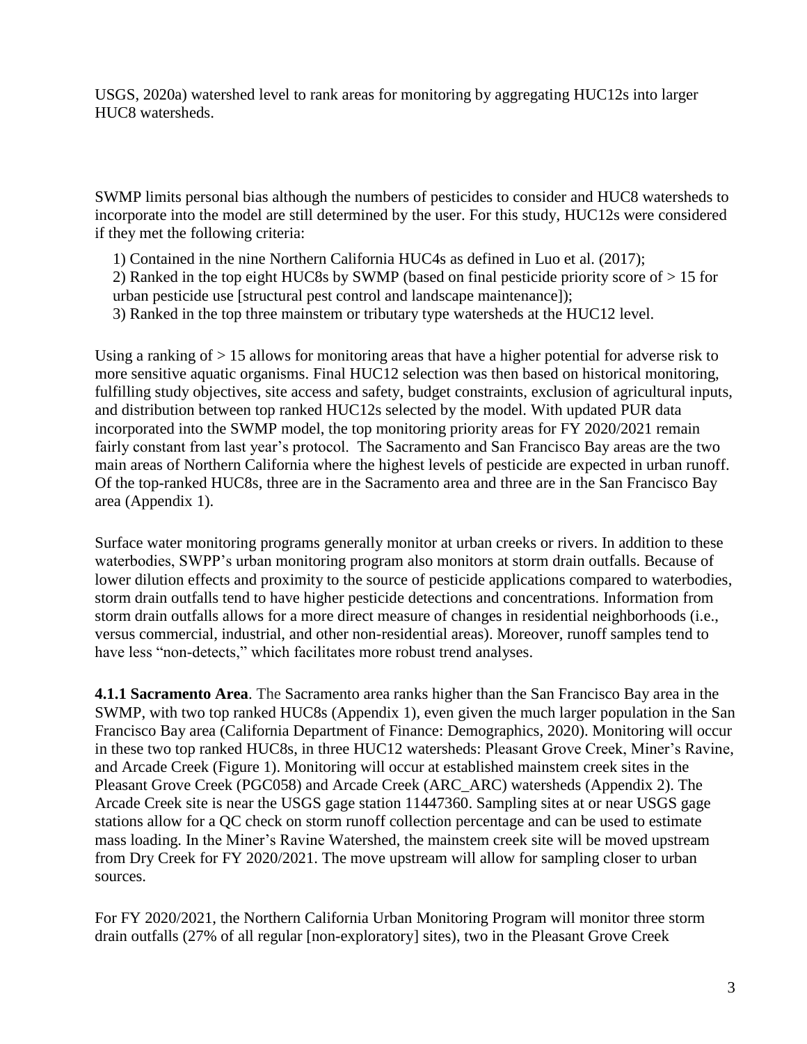USGS, 2020a) watershed level to rank areas for monitoring by aggregating HUC12s into larger HUC8 watersheds.

SWMP limits personal bias although the numbers of pesticides to consider and HUC8 watersheds to incorporate into the model are still determined by the user. For this study, HUC12s were considered if they met the following criteria:

1) Contained in the nine Northern California HUC4s as defined in Luo et al. (2017);
2) Ranked in the top eight HUC8s by SWMP (based on final pesticide priority score of > 15 for urban pesticide use [structural pest control and landscape maintenance]);
3) Ranked in the top three mainstem or tributary type watersheds at the HUC12 level.

Using a ranking of > 15 allows for monitoring areas that have a higher potential for adverse risk to more sensitive aquatic organisms. Final HUC12 selection was then based on historical monitoring, fulfilling study objectives, site access and safety, budget constraints, exclusion of agricultural inputs, and distribution between top ranked HUC12s selected by the model. With updated PUR data incorporated into the SWMP model, the top monitoring priority areas for FY 2020/2021 remain fairly constant from last year's protocol. The Sacramento and San Francisco Bay areas are the two main areas of Northern California where the highest levels of pesticide are expected in urban runoff. Of the top-ranked HUC8s, three are in the Sacramento area and three are in the San Francisco Bay area (Appendix 1).

Surface water monitoring programs generally monitor at urban creeks or rivers. In addition to these waterbodies, SWPP's urban monitoring program also monitors at storm drain outfalls. Because of lower dilution effects and proximity to the source of pesticide applications compared to waterbodies, storm drain outfalls tend to have higher pesticide detections and concentrations. Information from storm drain outfalls allows for a more direct measure of changes in residential neighborhoods (i.e., versus commercial, industrial, and other non-residential areas). Moreover, runoff samples tend to have less "non-detects," which facilitates more robust trend analyses.

**4.1.1 Sacramento Area**. The Sacramento area ranks higher than the San Francisco Bay area in the SWMP, with two top ranked HUC8s (Appendix 1), even given the much larger population in the San Francisco Bay area (California Department of Finance: Demographics, 2020). Monitoring will occur in these two top ranked HUC8s, in three HUC12 watersheds: Pleasant Grove Creek, Miner's Ravine, and Arcade Creek (Figure 1). Monitoring will occur at established mainstem creek sites in the Pleasant Grove Creek (PGC058) and Arcade Creek (ARC_ARC) watersheds (Appendix 2). The Arcade Creek site is near the USGS gage station 11447360. Sampling sites at or near USGS gage stations allow for a QC check on storm runoff collection percentage and can be used to estimate mass loading. In the Miner's Ravine Watershed, the mainstem creek site will be moved upstream from Dry Creek for FY 2020/2021. The move upstream will allow for sampling closer to urban sources.

For FY 2020/2021, the Northern California Urban Monitoring Program will monitor three storm drain outfalls (27% of all regular [non-exploratory] sites), two in the Pleasant Grove Creek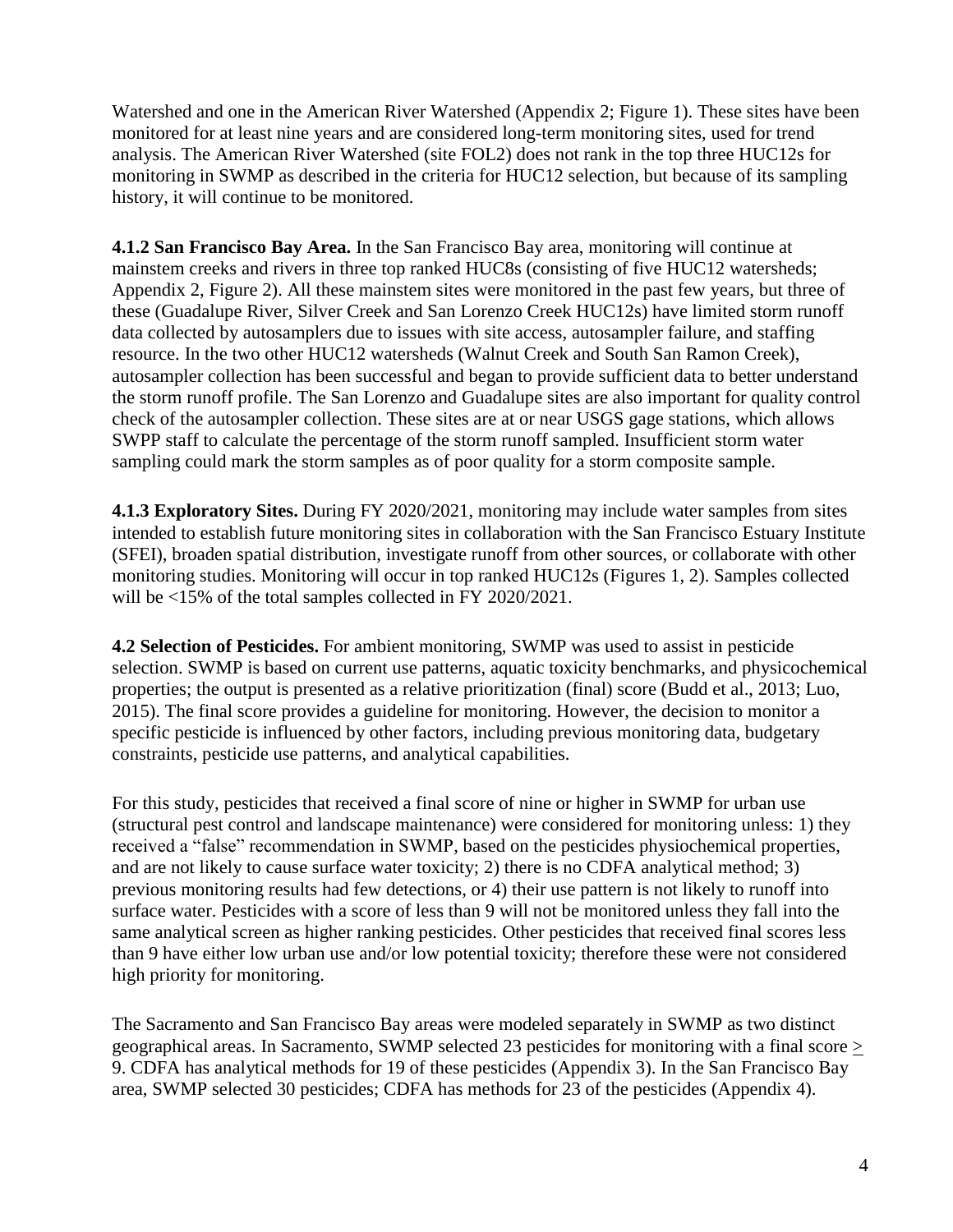Watershed and one in the American River Watershed (Appendix 2; Figure 1). These sites have been monitored for at least nine years and are considered long-term monitoring sites, used for trend analysis. The American River Watershed (site FOL2) does not rank in the top three HUC12s for monitoring in SWMP as described in the criteria for HUC12 selection, but because of its sampling history, it will continue to be monitored.

**4.1.2 San Francisco Bay Area.** In the San Francisco Bay area, monitoring will continue at mainstem creeks and rivers in three top ranked HUC8s (consisting of five HUC12 watersheds; Appendix 2, Figure 2). All these mainstem sites were monitored in the past few years, but three of these (Guadalupe River, Silver Creek and San Lorenzo Creek HUC12s) have limited storm runoff data collected by autosamplers due to issues with site access, autosampler failure, and staffing resource. In the two other HUC12 watersheds (Walnut Creek and South San Ramon Creek), autosampler collection has been successful and began to provide sufficient data to better understand the storm runoff profile. The San Lorenzo and Guadalupe sites are also important for quality control check of the autosampler collection. These sites are at or near USGS gage stations, which allows SWPP staff to calculate the percentage of the storm runoff sampled. Insufficient storm water sampling could mark the storm samples as of poor quality for a storm composite sample.

**4.1.3 Exploratory Sites.** During FY 2020/2021, monitoring may include water samples from sites intended to establish future monitoring sites in collaboration with the San Francisco Estuary Institute (SFEI), broaden spatial distribution, investigate runoff from other sources, or collaborate with other monitoring studies. Monitoring will occur in top ranked HUC12s (Figures 1, 2). Samples collected will be <15% of the total samples collected in FY 2020/2021.

**4.2 Selection of Pesticides.** For ambient monitoring, SWMP was used to assist in pesticide selection. SWMP is based on current use patterns, aquatic toxicity benchmarks, and physicochemical properties; the output is presented as a relative prioritization (final) score (Budd et al., 2013; Luo, 2015). The final score provides a guideline for monitoring. However, the decision to monitor a specific pesticide is influenced by other factors, including previous monitoring data, budgetary constraints, pesticide use patterns, and analytical capabilities.

For this study, pesticides that received a final score of nine or higher in SWMP for urban use (structural pest control and landscape maintenance) were considered for monitoring unless: 1) they received a "false" recommendation in SWMP, based on the pesticides physiochemical properties, and are not likely to cause surface water toxicity; 2) there is no CDFA analytical method; 3) previous monitoring results had few detections, or 4) their use pattern is not likely to runoff into surface water. Pesticides with a score of less than 9 will not be monitored unless they fall into the same analytical screen as higher ranking pesticides. Other pesticides that received final scores less than 9 have either low urban use and/or low potential toxicity; therefore these were not considered high priority for monitoring.

The Sacramento and San Francisco Bay areas were modeled separately in SWMP as two distinct geographical areas. In Sacramento, SWMP selected 23 pesticides for monitoring with a final score ≥ 9. CDFA has analytical methods for 19 of these pesticides (Appendix 3). In the San Francisco Bay area, SWMP selected 30 pesticides; CDFA has methods for 23 of the pesticides (Appendix 4).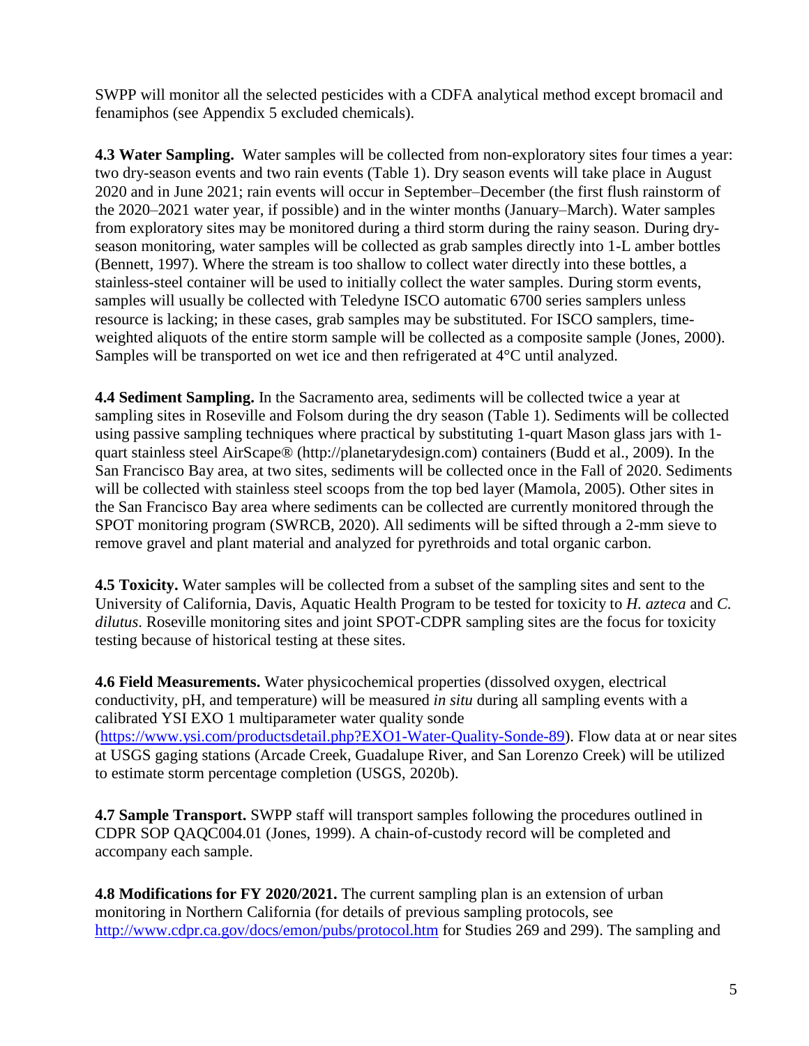SWPP will monitor all the selected pesticides with a CDFA analytical method except bromacil and fenamiphos (see Appendix 5 excluded chemicals).

**4.3 Water Sampling.** Water samples will be collected from non-exploratory sites four times a year: two dry-season events and two rain events (Table 1). Dry season events will take place in August 2020 and in June 2021; rain events will occur in September–December (the first flush rainstorm of the 2020–2021 water year, if possible) and in the winter months (January–March). Water samples from exploratory sites may be monitored during a third storm during the rainy season. During dry-season monitoring, water samples will be collected as grab samples directly into 1-L amber bottles (Bennett, 1997). Where the stream is too shallow to collect water directly into these bottles, a stainless-steel container will be used to initially collect the water samples. During storm events, samples will usually be collected with Teledyne ISCO automatic 6700 series samplers unless resource is lacking; in these cases, grab samples may be substituted. For ISCO samplers, time-weighted aliquots of the entire storm sample will be collected as a composite sample (Jones, 2000). Samples will be transported on wet ice and then refrigerated at 4°C until analyzed.

**4.4 Sediment Sampling.** In the Sacramento area, sediments will be collected twice a year at sampling sites in Roseville and Folsom during the dry season (Table 1). Sediments will be collected using passive sampling techniques where practical by substituting 1-quart Mason glass jars with 1-quart stainless steel AirScape® (http://planetarydesign.com) containers (Budd et al., 2009). In the San Francisco Bay area, at two sites, sediments will be collected once in the Fall of 2020. Sediments will be collected with stainless steel scoops from the top bed layer (Mamola, 2005). Other sites in the San Francisco Bay area where sediments can be collected are currently monitored through the SPOT monitoring program (SWRCB, 2020). All sediments will be sifted through a 2-mm sieve to remove gravel and plant material and analyzed for pyrethroids and total organic carbon.

**4.5 Toxicity.** Water samples will be collected from a subset of the sampling sites and sent to the University of California, Davis, Aquatic Health Program to be tested for toxicity to *H. azteca* and *C. dilutus*. Roseville monitoring sites and joint SPOT-CDPR sampling sites are the focus for toxicity testing because of historical testing at these sites.

**4.6 Field Measurements.** Water physicochemical properties (dissolved oxygen, electrical conductivity, pH, and temperature) will be measured *in situ* during all sampling events with a calibrated YSI EXO 1 multiparameter water quality sonde ([https://www.ysi.com/productsdetail.php?EXO1-Water-Quality-Sonde-89](https://www.ysi.com/productsdetail.php?EXO1-Water-Quality-Sonde-89)). Flow data at or near sites at USGS gaging stations (Arcade Creek, Guadalupe River, and San Lorenzo Creek) will be utilized to estimate storm percentage completion (USGS, 2020b).

**4.7 Sample Transport.** SWPP staff will transport samples following the procedures outlined in CDPR SOP QAQC004.01 (Jones, 1999). A chain-of-custody record will be completed and accompany each sample.

**4.8 Modifications for FY 2020/2021.** The current sampling plan is an extension of urban monitoring in Northern California (for details of previous sampling protocols, see [http://www.cdpr.ca.gov/docs/emon/pubs/protocol.htm](http://www.cdpr.ca.gov/docs/emon/pubs/protocol.htm) for Studies 269 and 299). The sampling and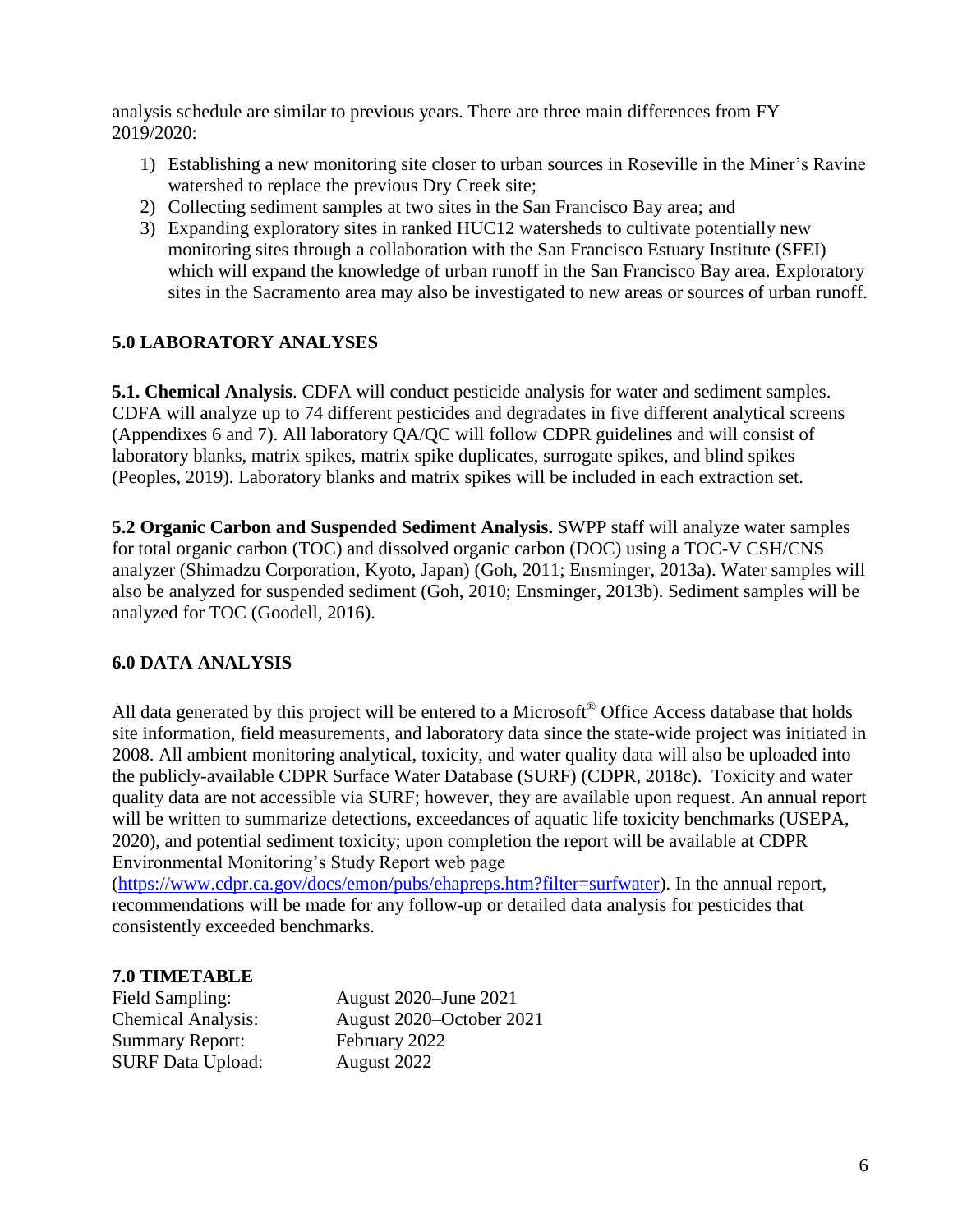analysis schedule are similar to previous years. There are three main differences from FY 2019/2020:

1) Establishing a new monitoring site closer to urban sources in Roseville in the Miner's Ravine watershed to replace the previous Dry Creek site;
2) Collecting sediment samples at two sites in the San Francisco Bay area; and
3) Expanding exploratory sites in ranked HUC12 watersheds to cultivate potentially new monitoring sites through a collaboration with the San Francisco Estuary Institute (SFEI) which will expand the knowledge of urban runoff in the San Francisco Bay area. Exploratory sites in the Sacramento area may also be investigated to new areas or sources of urban runoff.

## 5.0 LABORATORY ANALYSES

**5.1. Chemical Analysis**. CDFA will conduct pesticide analysis for water and sediment samples. CDFA will analyze up to 74 different pesticides and degradates in five different analytical screens (Appendixes 6 and 7). All laboratory QA/QC will follow CDPR guidelines and will consist of laboratory blanks, matrix spikes, matrix spike duplicates, surrogate spikes, and blind spikes (Peoples, 2019). Laboratory blanks and matrix spikes will be included in each extraction set.

**5.2 Organic Carbon and Suspended Sediment Analysis.** SWPP staff will analyze water samples for total organic carbon (TOC) and dissolved organic carbon (DOC) using a TOC-V CSH/CNS analyzer (Shimadzu Corporation, Kyoto, Japan) (Goh, 2011; Ensminger, 2013a). Water samples will also be analyzed for suspended sediment (Goh, 2010; Ensminger, 2013b). Sediment samples will be analyzed for TOC (Goodell, 2016).

## 6.0 DATA ANALYSIS

All data generated by this project will be entered to a Microsoft® Office Access database that holds site information, field measurements, and laboratory data since the state-wide project was initiated in 2008. All ambient monitoring analytical, toxicity, and water quality data will also be uploaded into the publicly-available CDPR Surface Water Database (SURF) (CDPR, 2018c). Toxicity and water quality data are not accessible via SURF; however, they are available upon request. An annual report will be written to summarize detections, exceedances of aquatic life toxicity benchmarks (USEPA, 2020), and potential sediment toxicity; upon completion the report will be available at CDPR Environmental Monitoring's Study Report web page (https://www.cdpr.ca.gov/docs/emon/pubs/ehapreps.htm?filter=surfwater). In the annual report, recommendations will be made for any follow-up or detailed data analysis for pesticides that consistently exceeded benchmarks.

## 7.0 TIMETABLE

| | |
|---|---|
| Field Sampling: | August 2020–June 2021 |
| Chemical Analysis: | August 2020–October 2021 |
| Summary Report: | February 2022 |
| SURF Data Upload: | August 2022 |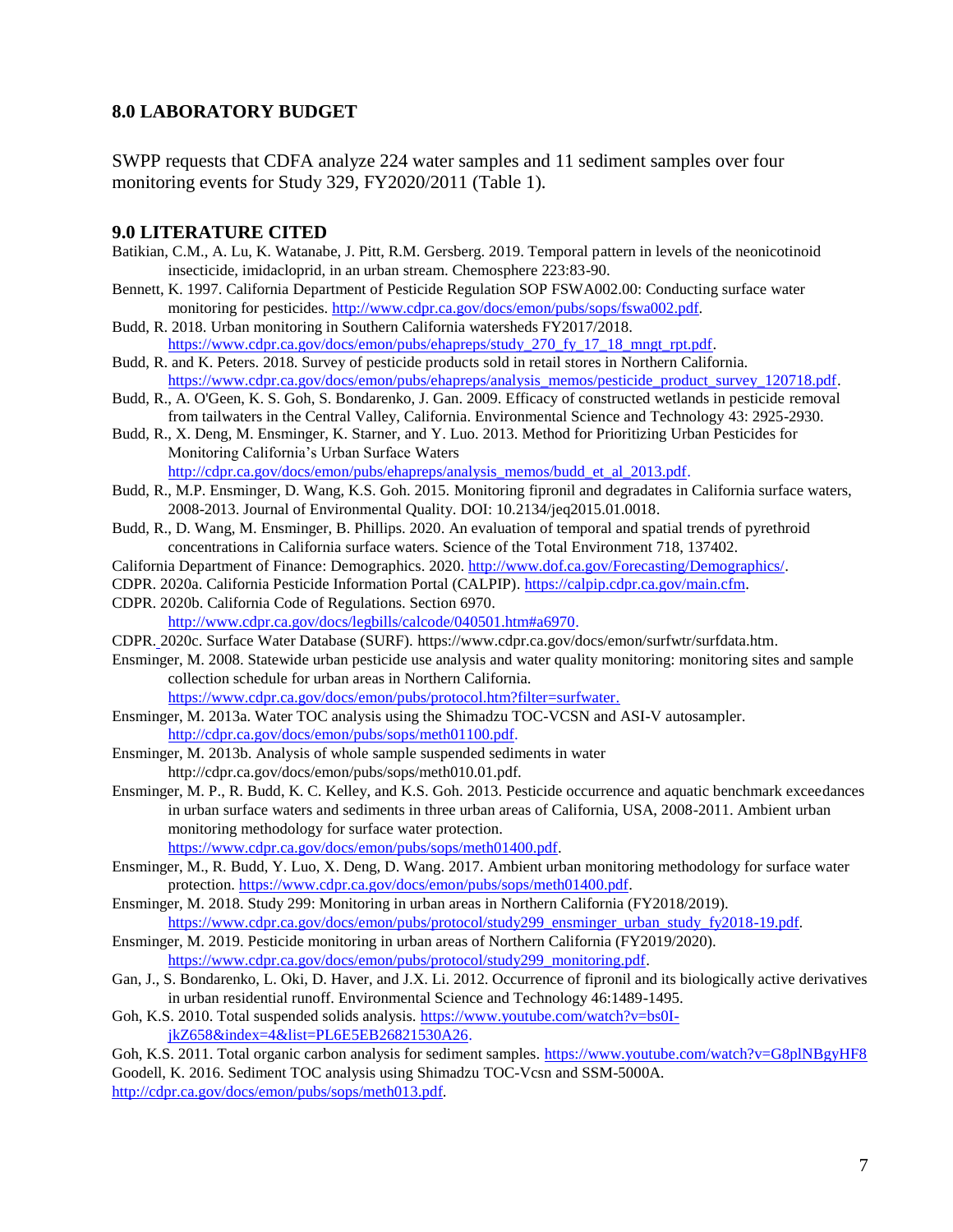## 8.0 LABORATORY BUDGET

SWPP requests that CDFA analyze 224 water samples and 11 sediment samples over four monitoring events for Study 329, FY2020/2011 (Table 1).

## 9.0 LITERATURE CITED

Batikian, C.M., A. Lu, K. Watanabe, J. Pitt, R.M. Gersberg. 2019. Temporal pattern in levels of the neonicotinoid insecticide, imidacloprid, in an urban stream. Chemosphere 223:83-90.

Bennett, K. 1997. California Department of Pesticide Regulation SOP FSWA002.00: Conducting surface water monitoring for pesticides. http://www.cdpr.ca.gov/docs/emon/pubs/sops/fswa002.pdf.

Budd, R. 2018. Urban monitoring in Southern California watersheds FY2017/2018. https://www.cdpr.ca.gov/docs/emon/pubs/ehapreps/study_270_fy_17_18_mngt_rpt.pdf.

Budd, R. and K. Peters. 2018. Survey of pesticide products sold in retail stores in Northern California. https://www.cdpr.ca.gov/docs/emon/pubs/ehapreps/analysis_memos/pesticide_product_survey_120718.pdf.

Budd, R., A. O'Geen, K. S. Goh, S. Bondarenko, J. Gan. 2009. Efficacy of constructed wetlands in pesticide removal from tailwaters in the Central Valley, California. Environmental Science and Technology 43: 2925-2930.

Budd, R., X. Deng, M. Ensminger, K. Starner, and Y. Luo. 2013. Method for Prioritizing Urban Pesticides for Monitoring California's Urban Surface Waters http://cdpr.ca.gov/docs/emon/pubs/ehapreps/analysis_memos/budd_et_al_2013.pdf.

Budd, R., M.P. Ensminger, D. Wang, K.S. Goh. 2015. Monitoring fipronil and degradates in California surface waters, 2008-2013. Journal of Environmental Quality. DOI: 10.2134/jeq2015.01.0018.

Budd, R., D. Wang, M. Ensminger, B. Phillips. 2020. An evaluation of temporal and spatial trends of pyrethroid concentrations in California surface waters. Science of the Total Environment 718, 137402.

California Department of Finance: Demographics. 2020. http://www.dof.ca.gov/Forecasting/Demographics/.

CDPR. 2020a. California Pesticide Information Portal (CALPIP). https://calpip.cdpr.ca.gov/main.cfm.

CDPR. 2020b. California Code of Regulations. Section 6970. http://www.cdpr.ca.gov/docs/legbills/calcode/040501.htm#a6970.

CDPR. 2020c. Surface Water Database (SURF). https://www.cdpr.ca.gov/docs/emon/surfwtr/surfdata.htm.

Ensminger, M. 2008. Statewide urban pesticide use analysis and water quality monitoring: monitoring sites and sample collection schedule for urban areas in Northern California. https://www.cdpr.ca.gov/docs/emon/pubs/protocol.htm?filter=surfwater.

Ensminger, M. 2013a. Water TOC analysis using the Shimadzu TOC-VCSN and ASI-V autosampler. http://cdpr.ca.gov/docs/emon/pubs/sops/meth01100.pdf.

Ensminger, M. 2013b. Analysis of whole sample suspended sediments in water http://cdpr.ca.gov/docs/emon/pubs/sops/meth010.01.pdf.

Ensminger, M. P., R. Budd, K. C. Kelley, and K.S. Goh. 2013. Pesticide occurrence and aquatic benchmark exceedances in urban surface waters and sediments in three urban areas of California, USA, 2008-2011. Ambient urban monitoring methodology for surface water protection. https://www.cdpr.ca.gov/docs/emon/pubs/sops/meth01400.pdf.

Ensminger, M., R. Budd, Y. Luo, X. Deng, D. Wang. 2017. Ambient urban monitoring methodology for surface water protection. https://www.cdpr.ca.gov/docs/emon/pubs/sops/meth01400.pdf.

Ensminger, M. 2018. Study 299: Monitoring in urban areas in Northern California (FY2018/2019). https://www.cdpr.ca.gov/docs/emon/pubs/protocol/study299_ensminger_urban_study_fy2018-19.pdf.

Ensminger, M. 2019. Pesticide monitoring in urban areas of Northern California (FY2019/2020). https://www.cdpr.ca.gov/docs/emon/pubs/protocol/study299_monitoring.pdf.

Gan, J., S. Bondarenko, L. Oki, D. Haver, and J.X. Li. 2012. Occurrence of fipronil and its biologically active derivatives in urban residential runoff. Environmental Science and Technology 46:1489-1495.

Goh, K.S. 2010. Total suspended solids analysis. https://www.youtube.com/watch?v=bs0I-jkZ658&index=4&list=PL6E5EB26821530A26.

Goh, K.S. 2011. Total organic carbon analysis for sediment samples. https://www.youtube.com/watch?v=G8plNBgyHF8

Goodell, K. 2016. Sediment TOC analysis using Shimadzu TOC-Vcsn and SSM-5000A. http://cdpr.ca.gov/docs/emon/pubs/sops/meth013.pdf.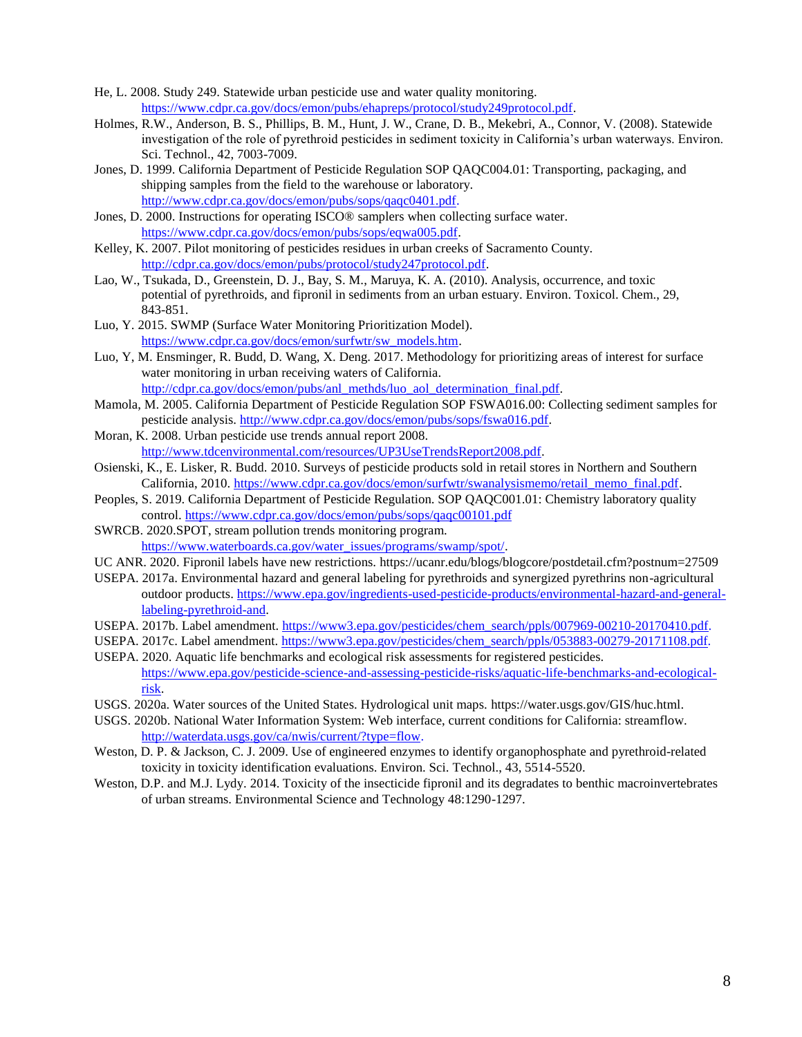He, L. 2008. Study 249. Statewide urban pesticide use and water quality monitoring. https://www.cdpr.ca.gov/docs/emon/pubs/ehapreps/protocol/study249protocol.pdf.

Holmes, R.W., Anderson, B. S., Phillips, B. M., Hunt, J. W., Crane, D. B., Mekebri, A., Connor, V. (2008). Statewide investigation of the role of pyrethroid pesticides in sediment toxicity in California's urban waterways. Environ. Sci. Technol., 42, 7003-7009.

Jones, D. 1999. California Department of Pesticide Regulation SOP QAQC004.01: Transporting, packaging, and shipping samples from the field to the warehouse or laboratory. http://www.cdpr.ca.gov/docs/emon/pubs/sops/qaqc0401.pdf.

Jones, D. 2000. Instructions for operating ISCO® samplers when collecting surface water. https://www.cdpr.ca.gov/docs/emon/pubs/sops/eqwa005.pdf.

Kelley, K. 2007. Pilot monitoring of pesticides residues in urban creeks of Sacramento County. http://cdpr.ca.gov/docs/emon/pubs/protocol/study247protocol.pdf.

Lao, W., Tsukada, D., Greenstein, D. J., Bay, S. M., Maruya, K. A. (2010). Analysis, occurrence, and toxic potential of pyrethroids, and fipronil in sediments from an urban estuary. Environ. Toxicol. Chem., 29, 843-851.

Luo, Y. 2015. SWMP (Surface Water Monitoring Prioritization Model). https://www.cdpr.ca.gov/docs/emon/surfwtr/sw_models.htm.

Luo, Y, M. Ensminger, R. Budd, D. Wang, X. Deng. 2017. Methodology for prioritizing areas of interest for surface water monitoring in urban receiving waters of California. http://cdpr.ca.gov/docs/emon/pubs/anl_methds/luo_aol_determination_final.pdf.

Mamola, M. 2005. California Department of Pesticide Regulation SOP FSWA016.00: Collecting sediment samples for pesticide analysis. http://www.cdpr.ca.gov/docs/emon/pubs/sops/fswa016.pdf.

Moran, K. 2008. Urban pesticide use trends annual report 2008. http://www.tdcenvironmental.com/resources/UP3UseTrendsReport2008.pdf.

Osienski, K., E. Lisker, R. Budd. 2010. Surveys of pesticide products sold in retail stores in Northern and Southern California, 2010. https://www.cdpr.ca.gov/docs/emon/surfwtr/swanalysismemo/retail_memo_final.pdf.

Peoples, S. 2019. California Department of Pesticide Regulation. SOP QAQC001.01: Chemistry laboratory quality control. https://www.cdpr.ca.gov/docs/emon/pubs/sops/qaqc00101.pdf

SWRCB. 2020.SPOT, stream pollution trends monitoring program. https://www.waterboards.ca.gov/water_issues/programs/swamp/spot/.

UC ANR. 2020. Fipronil labels have new restrictions. https://ucanr.edu/blogs/blogcore/postdetail.cfm?postnum=27509

USEPA. 2017a. Environmental hazard and general labeling for pyrethroids and synergized pyrethrins non-agricultural outdoor products. https://www.epa.gov/ingredients-used-pesticide-products/environmental-hazard-and-general-labeling-pyrethroid-and.

USEPA. 2017b. Label amendment. https://www3.epa.gov/pesticides/chem_search/ppls/007969-00210-20170410.pdf.

USEPA. 2017c. Label amendment. https://www3.epa.gov/pesticides/chem_search/ppls/053883-00279-20171108.pdf.

USEPA. 2020. Aquatic life benchmarks and ecological risk assessments for registered pesticides. https://www.epa.gov/pesticide-science-and-assessing-pesticide-risks/aquatic-life-benchmarks-and-ecological-risk.

USGS. 2020a. Water sources of the United States. Hydrological unit maps. https://water.usgs.gov/GIS/huc.html.

USGS. 2020b. National Water Information System: Web interface, current conditions for California: streamflow. http://waterdata.usgs.gov/ca/nwis/current/?type=flow.

Weston, D. P. & Jackson, C. J. 2009. Use of engineered enzymes to identify organophosphate and pyrethroid-related toxicity in toxicity identification evaluations. Environ. Sci. Technol., 43, 5514-5520.

Weston, D.P. and M.J. Lydy. 2014. Toxicity of the insecticide fipronil and its degradates to benthic macroinvertebrates of urban streams. Environmental Science and Technology 48:1290-1297.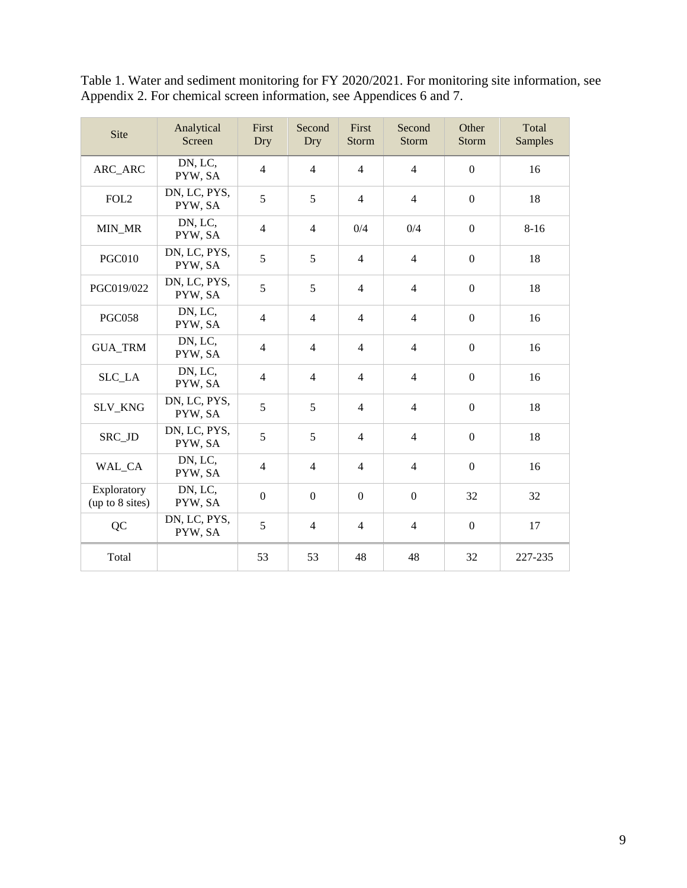Table 1. Water and sediment monitoring for FY 2020/2021. For monitoring site information, see Appendix 2. For chemical screen information, see Appendices 6 and 7.

| Site | Analytical Screen | First Dry | Second Dry | First Storm | Second Storm | Other Storm | Total Samples |
|---|---|---|---|---|---|---|---|
| ARC_ARC | DN, LC, PYW, SA | 4 | 4 | 4 | 4 | 0 | 16 |
| FOL2 | DN, LC, PYS, PYW, SA | 5 | 5 | 4 | 4 | 0 | 18 |
| MIN_MR | DN, LC, PYW, SA | 4 | 4 | 0/4 | 0/4 | 0 | 8-16 |
| PGC010 | DN, LC, PYS, PYW, SA | 5 | 5 | 4 | 4 | 0 | 18 |
| PGC019/022 | DN, LC, PYS, PYW, SA | 5 | 5 | 4 | 4 | 0 | 18 |
| PGC058 | DN, LC, PYW, SA | 4 | 4 | 4 | 4 | 0 | 16 |
| GUA_TRM | DN, LC, PYW, SA | 4 | 4 | 4 | 4 | 0 | 16 |
| SLC_LA | DN, LC, PYW, SA | 4 | 4 | 4 | 4 | 0 | 16 |
| SLV_KNG | DN, LC, PYS, PYW, SA | 5 | 5 | 4 | 4 | 0 | 18 |
| SRC_JD | DN, LC, PYS, PYW, SA | 5 | 5 | 4 | 4 | 0 | 18 |
| WAL_CA | DN, LC, PYW, SA | 4 | 4 | 4 | 4 | 0 | 16 |
| Exploratory (up to 8 sites) | DN, LC, PYW, SA | 0 | 0 | 0 | 0 | 32 | 32 |
| QC | DN, LC, PYS, PYW, SA | 5 | 4 | 4 | 4 | 0 | 17 |
| Total | | 53 | 53 | 48 | 48 | 32 | 227-235 |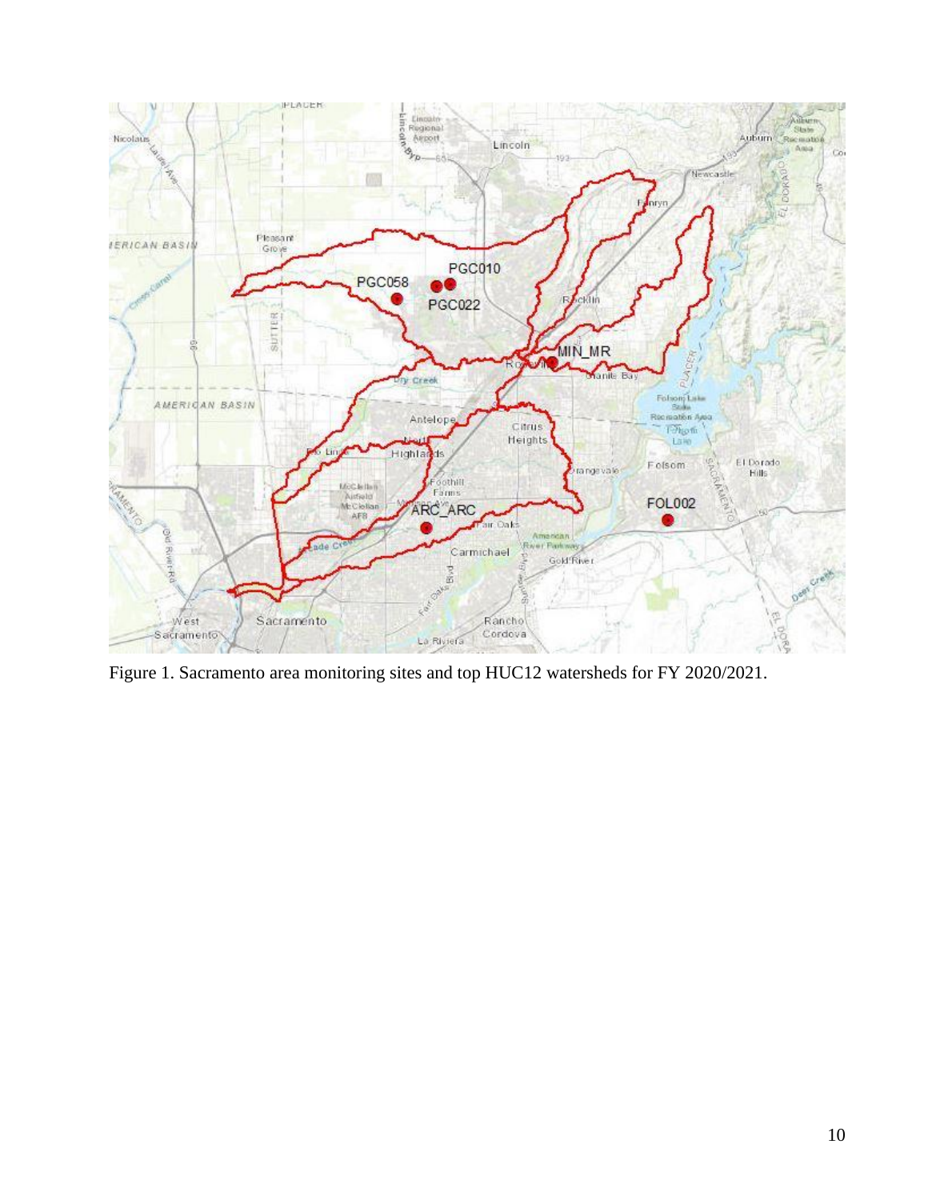Figure 1. Sacramento area monitoring sites and top HUC12 watersheds for FY 2020/2021.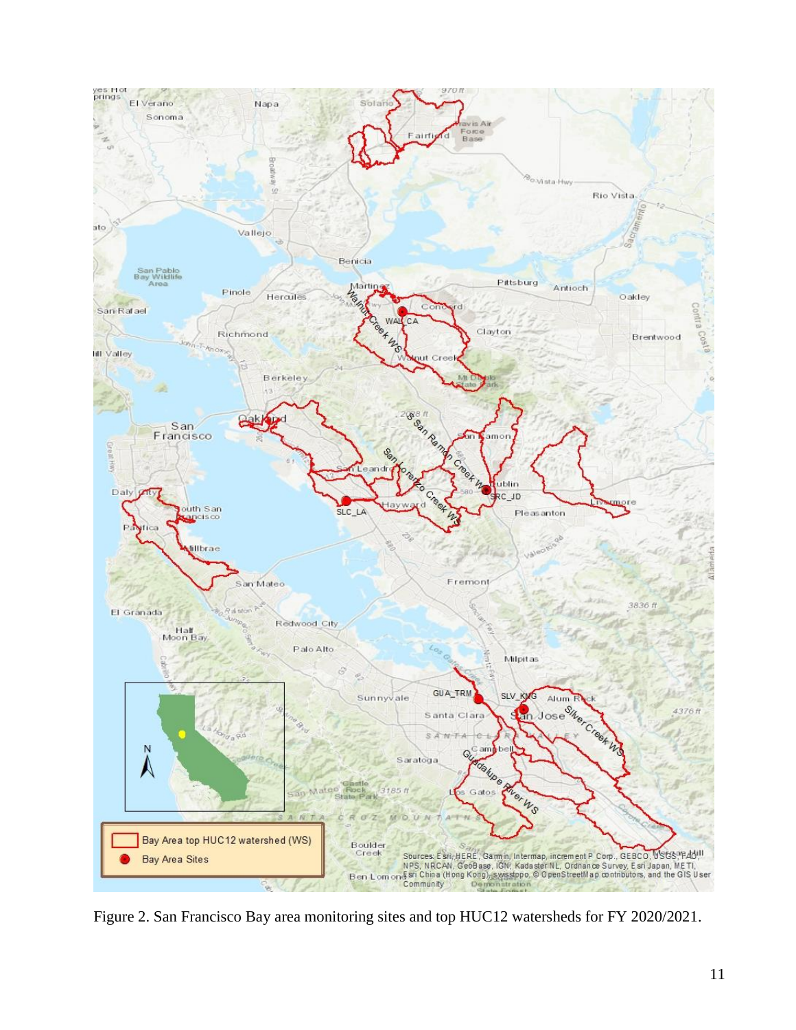Figure 2. San Francisco Bay area monitoring sites and top HUC12 watersheds for FY 2020/2021.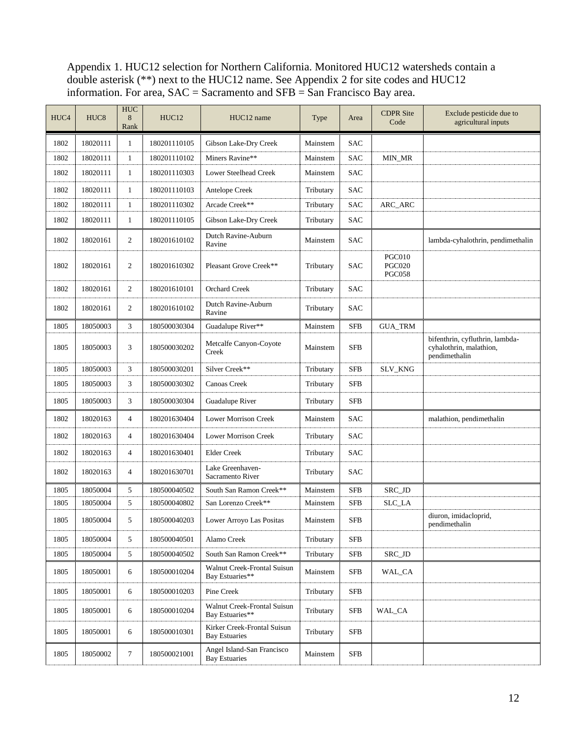Appendix 1. HUC12 selection for Northern California. Monitored HUC12 watersheds contain a double asterisk (**) next to the HUC12 name. See Appendix 2 for site codes and HUC12 information. For area, SAC = Sacramento and SFB = San Francisco Bay area.

| HUC4 | HUC8 | HUC 8 Rank | HUC12 | HUC12 name | Type | Area | CDPR Site Code | Exclude pesticide due to agricultural inputs |
|---|---|---|---|---|---|---|---|---|
| 1802 | 18020111 | 1 | 180201110105 | Gibson Lake-Dry Creek | Mainstem | SAC | | |
| 1802 | 18020111 | 1 | 180201110102 | Miners Ravine** | Mainstem | SAC | MIN_MR | |
| 1802 | 18020111 | 1 | 180201110303 | Lower Steelhead Creek | Mainstem | SAC | | |
| 1802 | 18020111 | 1 | 180201110103 | Antelope Creek | Tributary | SAC | | |
| 1802 | 18020111 | 1 | 180201110302 | Arcade Creek** | Tributary | SAC | ARC_ARC | |
| 1802 | 18020111 | 1 | 180201110105 | Gibson Lake-Dry Creek | Tributary | SAC | | |
| 1802 | 18020161 | 2 | 180201610102 | Dutch Ravine-Auburn Ravine | Mainstem | SAC | | lambda-cyhalothrin, pendimethalin |
| 1802 | 18020161 | 2 | 180201610302 | Pleasant Grove Creek** | Tributary | SAC | PGC010 PGC020 PGC058 | |
| 1802 | 18020161 | 2 | 180201610101 | Orchard Creek | Tributary | SAC | | |
| 1802 | 18020161 | 2 | 180201610102 | Dutch Ravine-Auburn Ravine | Tributary | SAC | | |
| 1805 | 18050003 | 3 | 180500030304 | Guadalupe River** | Mainstem | SFB | GUA_TRM | |
| 1805 | 18050003 | 3 | 180500030202 | Metcalfe Canyon-Coyote Creek | Mainstem | SFB | | bifenthrin, cyfluthrin, lambda-cyhalothrin, malathion, pendimethalin |
| 1805 | 18050003 | 3 | 180500030201 | Silver Creek** | Tributary | SFB | SLV_KNG | |
| 1805 | 18050003 | 3 | 180500030302 | Canoas Creek | Tributary | SFB | | |
| 1805 | 18050003 | 3 | 180500030304 | Guadalupe River | Tributary | SFB | | |
| 1802 | 18020163 | 4 | 180201630404 | Lower Morrison Creek | Mainstem | SAC | | malathion, pendimethalin |
| 1802 | 18020163 | 4 | 180201630404 | Lower Morrison Creek | Tributary | SAC | | |
| 1802 | 18020163 | 4 | 180201630401 | Elder Creek | Tributary | SAC | | |
| 1802 | 18020163 | 4 | 180201630701 | Lake Greenhaven-Sacramento River | Tributary | SAC | | |
| 1805 | 18050004 | 5 | 180500040502 | South San Ramon Creek** | Mainstem | SFB | SRC_JD | |
| 1805 | 18050004 | 5 | 180500040802 | San Lorenzo Creek** | Mainstem | SFB | SLC_LA | |
| 1805 | 18050004 | 5 | 180500040203 | Lower Arroyo Las Positas | Mainstem | SFB | | diuron, imidacloprid, pendimethalin |
| 1805 | 18050004 | 5 | 180500040501 | Alamo Creek | Tributary | SFB | | |
| 1805 | 18050004 | 5 | 180500040502 | South San Ramon Creek** | Tributary | SFB | SRC_JD | |
| 1805 | 18050001 | 6 | 180500010204 | Walnut Creek-Frontal Suisun Bay Estuaries** | Mainstem | SFB | WAL_CA | |
| 1805 | 18050001 | 6 | 180500010203 | Pine Creek | Tributary | SFB | | |
| 1805 | 18050001 | 6 | 180500010204 | Walnut Creek-Frontal Suisun Bay Estuaries** | Tributary | SFB | WAL_CA | |
| 1805 | 18050001 | 6 | 180500010301 | Kirker Creek-Frontal Suisun Bay Estuaries | Tributary | SFB | | |
| 1805 | 18050002 | 7 | 180500021001 | Angel Island-San Francisco Bay Estuaries | Mainstem | SFB | | |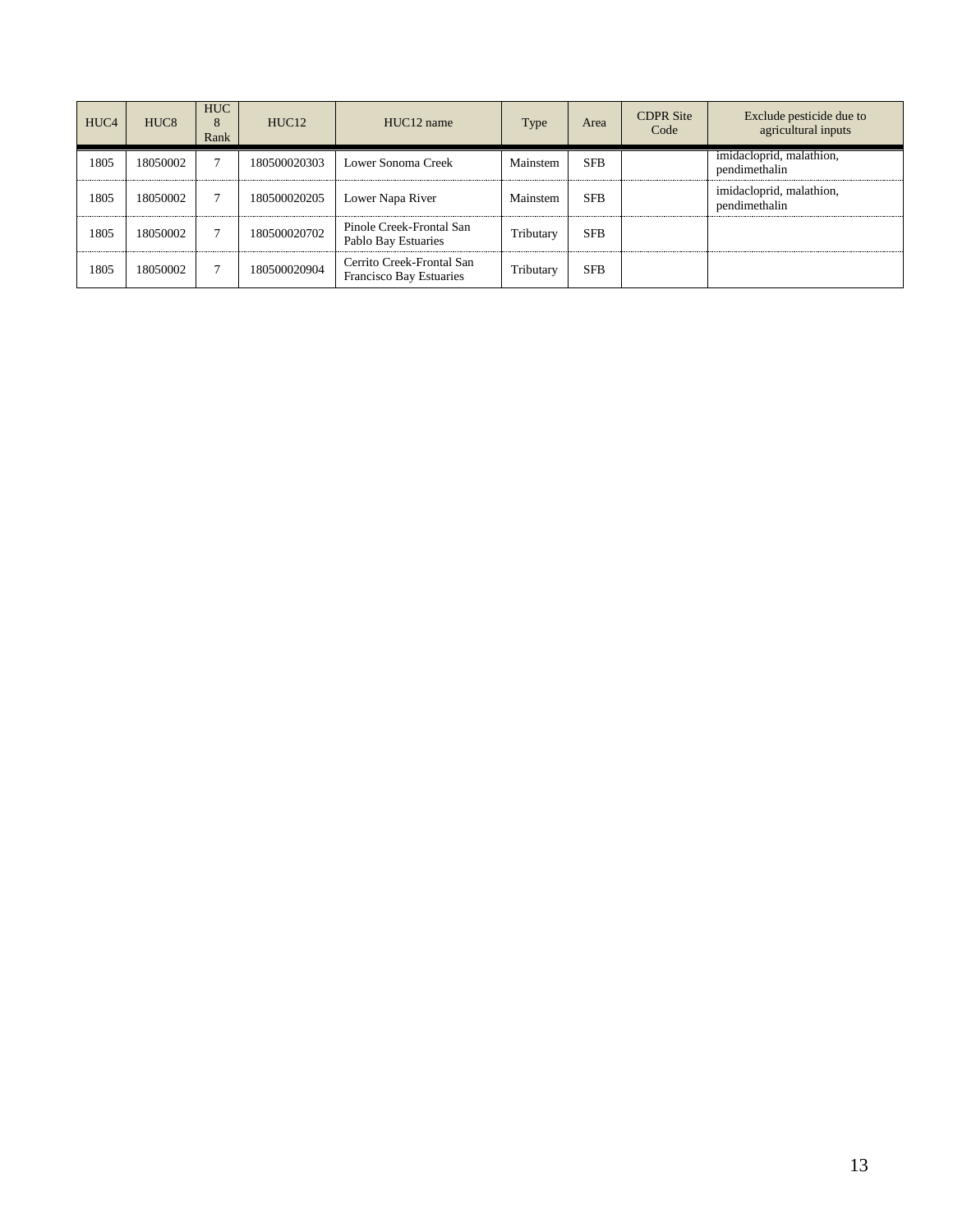| HUC4 | HUC8 | HUC 8 Rank | HUC12 | HUC12 name | Type | Area | CDPR Site Code | Exclude pesticide due to agricultural inputs |
|---|---|---|---|---|---|---|---|---|
| 1805 | 18050002 | 7 | 180500020303 | Lower Sonoma Creek | Mainstem | SFB | | imidacloprid, malathion, pendimethalin |
| 1805 | 18050002 | 7 | 180500020205 | Lower Napa River | Mainstem | SFB | | imidacloprid, malathion, pendimethalin |
| 1805 | 18050002 | 7 | 180500020702 | Pinole Creek-Frontal San Pablo Bay Estuaries | Tributary | SFB | | |
| 1805 | 18050002 | 7 | 180500020904 | Cerrito Creek-Frontal San Francisco Bay Estuaries | Tributary | SFB | | |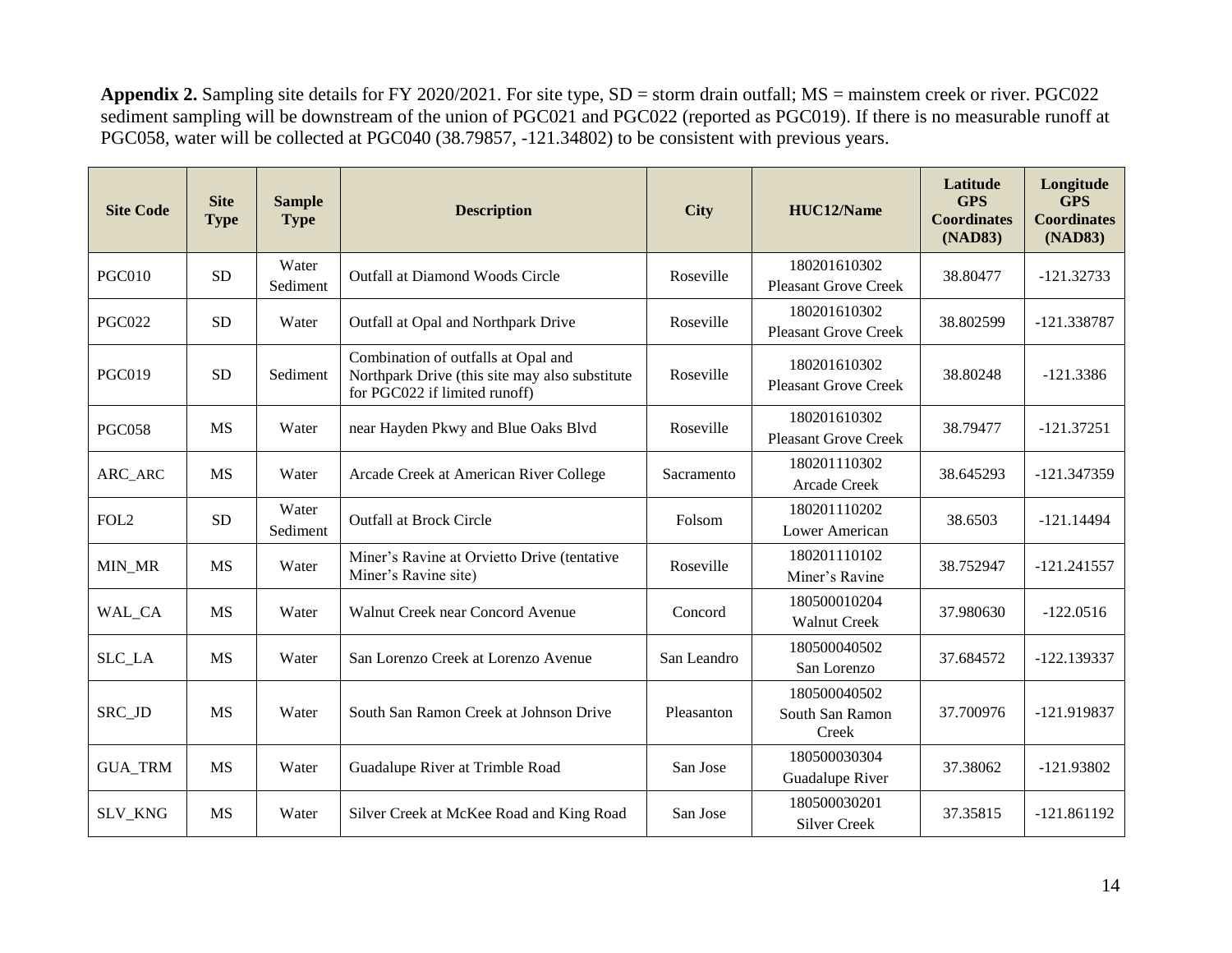**Appendix 2.** Sampling site details for FY 2020/2021. For site type, SD = storm drain outfall; MS = mainstem creek or river. PGC022 sediment sampling will be downstream of the union of PGC021 and PGC022 (reported as PGC019). If there is no measurable runoff at PGC058, water will be collected at PGC040 (38.79857, -121.34802) to be consistent with previous years.

| Site Code | Site Type | Sample Type | Description | City | HUC12/Name | Latitude GPS Coordinates (NAD83) | Longitude GPS Coordinates (NAD83) |
|---|---|---|---|---|---|---|---|
| PGC010 | SD | Water Sediment | Outfall at Diamond Woods Circle | Roseville | 180201610302 Pleasant Grove Creek | 38.80477 | -121.32733 |
| PGC022 | SD | Water | Outfall at Opal and Northpark Drive | Roseville | 180201610302 Pleasant Grove Creek | 38.802599 | -121.338787 |
| PGC019 | SD | Sediment | Combination of outfalls at Opal and Northpark Drive (this site may also substitute for PGC022 if limited runoff) | Roseville | 180201610302 Pleasant Grove Creek | 38.80248 | -121.3386 |
| PGC058 | MS | Water | near Hayden Pkwy and Blue Oaks Blvd | Roseville | 180201610302 Pleasant Grove Creek | 38.79477 | -121.37251 |
| ARC_ARC | MS | Water | Arcade Creek at American River College | Sacramento | 180201110302 Arcade Creek | 38.645293 | -121.347359 |
| FOL2 | SD | Water Sediment | Outfall at Brock Circle | Folsom | 180201110202 Lower American | 38.6503 | -121.14494 |
| MIN_MR | MS | Water | Miner's Ravine at Orvietto Drive (tentative Miner's Ravine site) | Roseville | 180201110102 Miner's Ravine | 38.752947 | -121.241557 |
| WAL_CA | MS | Water | Walnut Creek near Concord Avenue | Concord | 180500010204 Walnut Creek | 37.980630 | -122.0516 |
| SLC_LA | MS | Water | San Lorenzo Creek at Lorenzo Avenue | San Leandro | 180500040502 San Lorenzo | 37.684572 | -122.139337 |
| SRC_JD | MS | Water | South San Ramon Creek at Johnson Drive | Pleasanton | 180500040502 South San Ramon Creek | 37.700976 | -121.919837 |
| GUA_TRM | MS | Water | Guadalupe River at Trimble Road | San Jose | 180500030304 Guadalupe River | 37.38062 | -121.93802 |
| SLV_KNG | MS | Water | Silver Creek at McKee Road and King Road | San Jose | 180500030201 Silver Creek | 37.35815 | -121.861192 |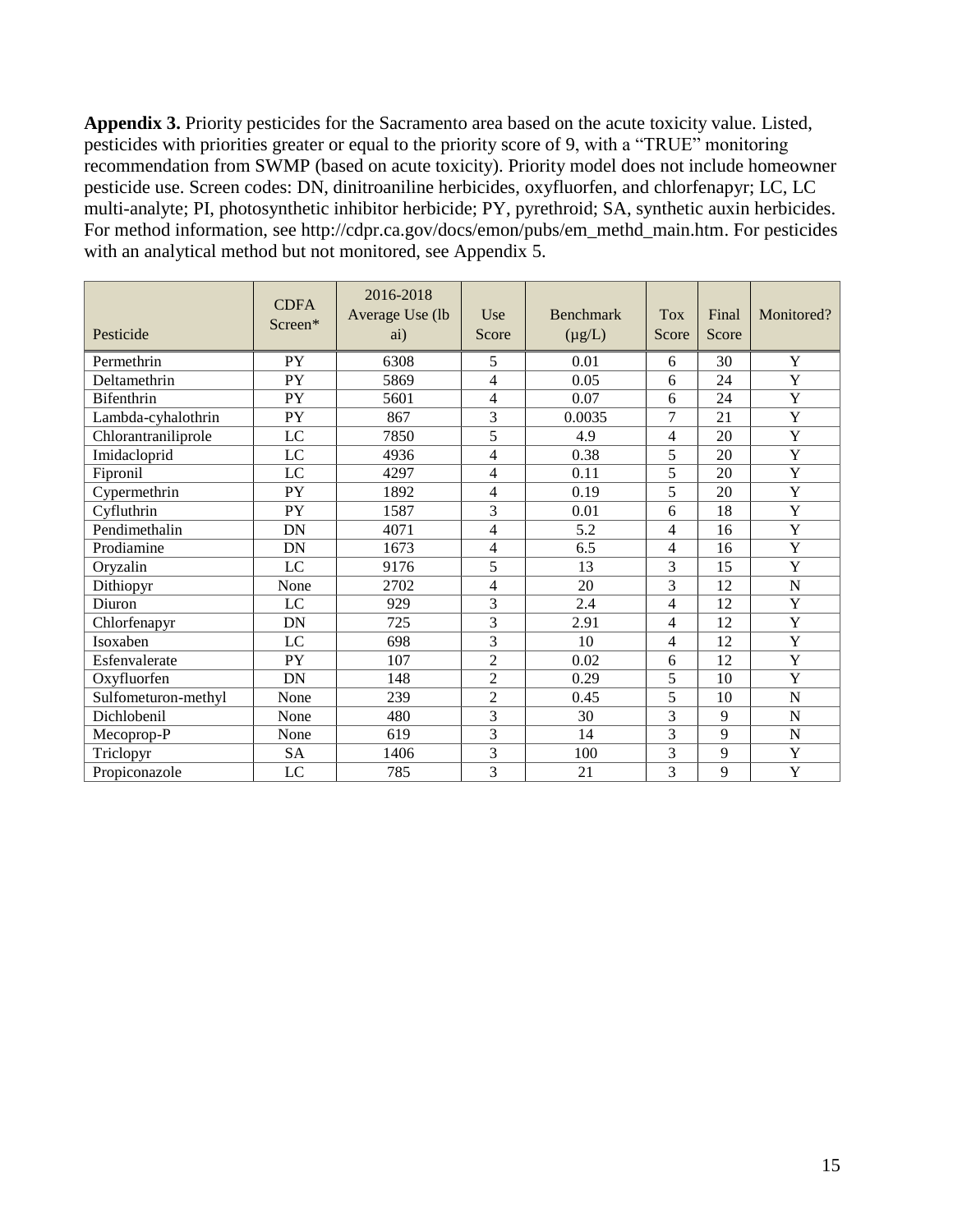**Appendix 3.** Priority pesticides for the Sacramento area based on the acute toxicity value. Listed, pesticides with priorities greater or equal to the priority score of 9, with a "TRUE" monitoring recommendation from SWMP (based on acute toxicity). Priority model does not include homeowner pesticide use. Screen codes: DN, dinitroaniline herbicides, oxyfluorfen, and chlorfenapyr; LC, LC multi-analyte; PI, photosynthetic inhibitor herbicide; PY, pyrethroid; SA, synthetic auxin herbicides. For method information, see http://cdpr.ca.gov/docs/emon/pubs/em_methd_main.htm. For pesticides with an analytical method but not monitored, see Appendix 5.

| Pesticide | CDFA Screen* | 2016-2018 Average Use (lb ai) | Use Score | Benchmark (µg/L) | Tox Score | Final Score | Monitored? |
|---|---|---|---|---|---|---|---|
| Permethrin | PY | 6308 | 5 | 0.01 | 6 | 30 | Y |
| Deltamethrin | PY | 5869 | 4 | 0.05 | 6 | 24 | Y |
| Bifenthrin | PY | 5601 | 4 | 0.07 | 6 | 24 | Y |
| Lambda-cyhalothrin | PY | 867 | 3 | 0.0035 | 7 | 21 | Y |
| Chlorantraniliprole | LC | 7850 | 5 | 4.9 | 4 | 20 | Y |
| Imidacloprid | LC | 4936 | 4 | 0.38 | 5 | 20 | Y |
| Fipronil | LC | 4297 | 4 | 0.11 | 5 | 20 | Y |
| Cypermethrin | PY | 1892 | 4 | 0.19 | 5 | 20 | Y |
| Cyfluthrin | PY | 1587 | 3 | 0.01 | 6 | 18 | Y |
| Pendimethalin | DN | 4071 | 4 | 5.2 | 4 | 16 | Y |
| Prodiamine | DN | 1673 | 4 | 6.5 | 4 | 16 | Y |
| Oryzalin | LC | 9176 | 5 | 13 | 3 | 15 | Y |
| Dithiopyr | None | 2702 | 4 | 20 | 3 | 12 | N |
| Diuron | LC | 929 | 3 | 2.4 | 4 | 12 | Y |
| Chlorfenapyr | DN | 725 | 3 | 2.91 | 4 | 12 | Y |
| Isoxaben | LC | 698 | 3 | 10 | 4 | 12 | Y |
| Esfenvalerate | PY | 107 | 2 | 0.02 | 6 | 12 | Y |
| Oxyfluorfen | DN | 148 | 2 | 0.29 | 5 | 10 | Y |
| Sulfometuron-methyl | None | 239 | 2 | 0.45 | 5 | 10 | N |
| Dichlobenil | None | 480 | 3 | 30 | 3 | 9 | N |
| Mecoprop-P | None | 619 | 3 | 14 | 3 | 9 | N |
| Triclopyr | SA | 1406 | 3 | 100 | 3 | 9 | Y |
| Propiconazole | LC | 785 | 3 | 21 | 3 | 9 | Y |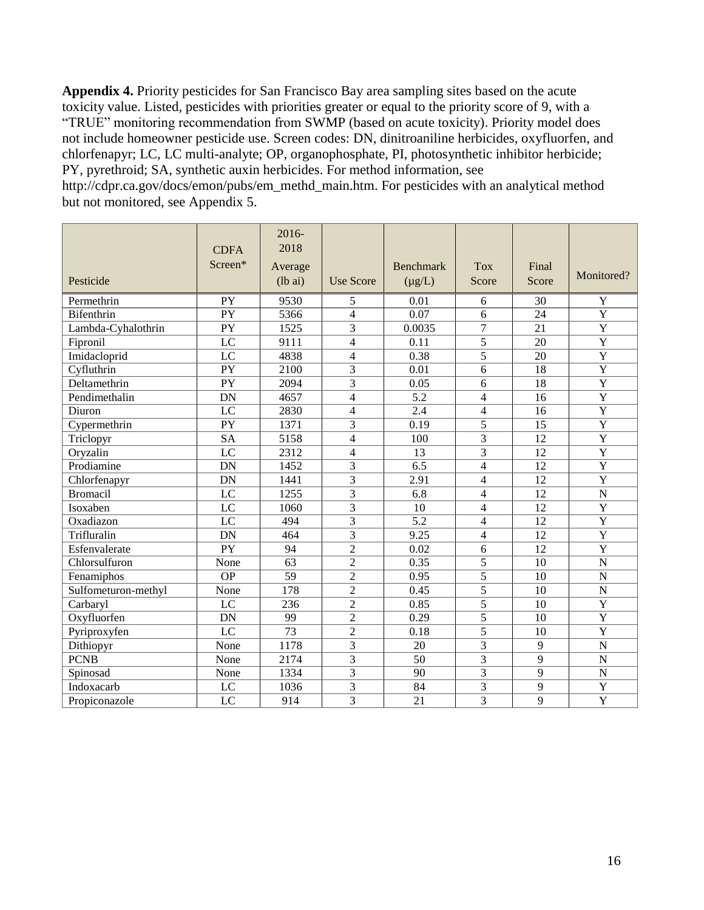**Appendix 4.** Priority pesticides for San Francisco Bay area sampling sites based on the acute toxicity value. Listed, pesticides with priorities greater or equal to the priority score of 9, with a "TRUE" monitoring recommendation from SWMP (based on acute toxicity). Priority model does not include homeowner pesticide use. Screen codes: DN, dinitroaniline herbicides, oxyfluorfen, and chlorfenapyr; LC, LC multi-analyte; OP, organophosphate, PI, photosynthetic inhibitor herbicide; PY, pyrethroid; SA, synthetic auxin herbicides. For method information, see http://cdpr.ca.gov/docs/emon/pubs/em_methd_main.htm. For pesticides with an analytical method but not monitored, see Appendix 5.

| Pesticide | CDFA Screen* | 2016-2018 Average (lb ai) | Use Score | Benchmark (μg/L) | Tox Score | Final Score | Monitored? |
|---|---|---|---|---|---|---|---|
| Permethrin | PY | 9530 | 5 | 0.01 | 6 | 30 | Y |
| Bifenthrin | PY | 5366 | 4 | 0.07 | 6 | 24 | Y |
| Lambda-Cyhalothrin | PY | 1525 | 3 | 0.0035 | 7 | 21 | Y |
| Fipronil | LC | 9111 | 4 | 0.11 | 5 | 20 | Y |
| Imidacloprid | LC | 4838 | 4 | 0.38 | 5 | 20 | Y |
| Cyfluthrin | PY | 2100 | 3 | 0.01 | 6 | 18 | Y |
| Deltamethrin | PY | 2094 | 3 | 0.05 | 6 | 18 | Y |
| Pendimethalin | DN | 4657 | 4 | 5.2 | 4 | 16 | Y |
| Diuron | LC | 2830 | 4 | 2.4 | 4 | 16 | Y |
| Cypermethrin | PY | 1371 | 3 | 0.19 | 5 | 15 | Y |
| Triclopyr | SA | 5158 | 4 | 100 | 3 | 12 | Y |
| Oryzalin | LC | 2312 | 4 | 13 | 3 | 12 | Y |
| Prodiamine | DN | 1452 | 3 | 6.5 | 4 | 12 | Y |
| Chlorfenapyr | DN | 1441 | 3 | 2.91 | 4 | 12 | Y |
| Bromacil | LC | 1255 | 3 | 6.8 | 4 | 12 | N |
| Isoxaben | LC | 1060 | 3 | 10 | 4 | 12 | Y |
| Oxadiazon | LC | 494 | 3 | 5.2 | 4 | 12 | Y |
| Trifluralin | DN | 464 | 3 | 9.25 | 4 | 12 | Y |
| Esfenvalerate | PY | 94 | 2 | 0.02 | 6 | 12 | Y |
| Chlorsulfuron | None | 63 | 2 | 0.35 | 5 | 10 | N |
| Fenamiphos | OP | 59 | 2 | 0.95 | 5 | 10 | N |
| Sulfometuron-methyl | None | 178 | 2 | 0.45 | 5 | 10 | N |
| Carbaryl | LC | 236 | 2 | 0.85 | 5 | 10 | Y |
| Oxyfluorfen | DN | 99 | 2 | 0.29 | 5 | 10 | Y |
| Pyriproxyfen | LC | 73 | 2 | 0.18 | 5 | 10 | Y |
| Dithiopyr | None | 1178 | 3 | 20 | 3 | 9 | N |
| PCNB | None | 2174 | 3 | 50 | 3 | 9 | N |
| Spinosad | None | 1334 | 3 | 90 | 3 | 9 | N |
| Indoxacarb | LC | 1036 | 3 | 84 | 3 | 9 | Y |
| Propiconazole | LC | 914 | 3 | 21 | 3 | 9 | Y |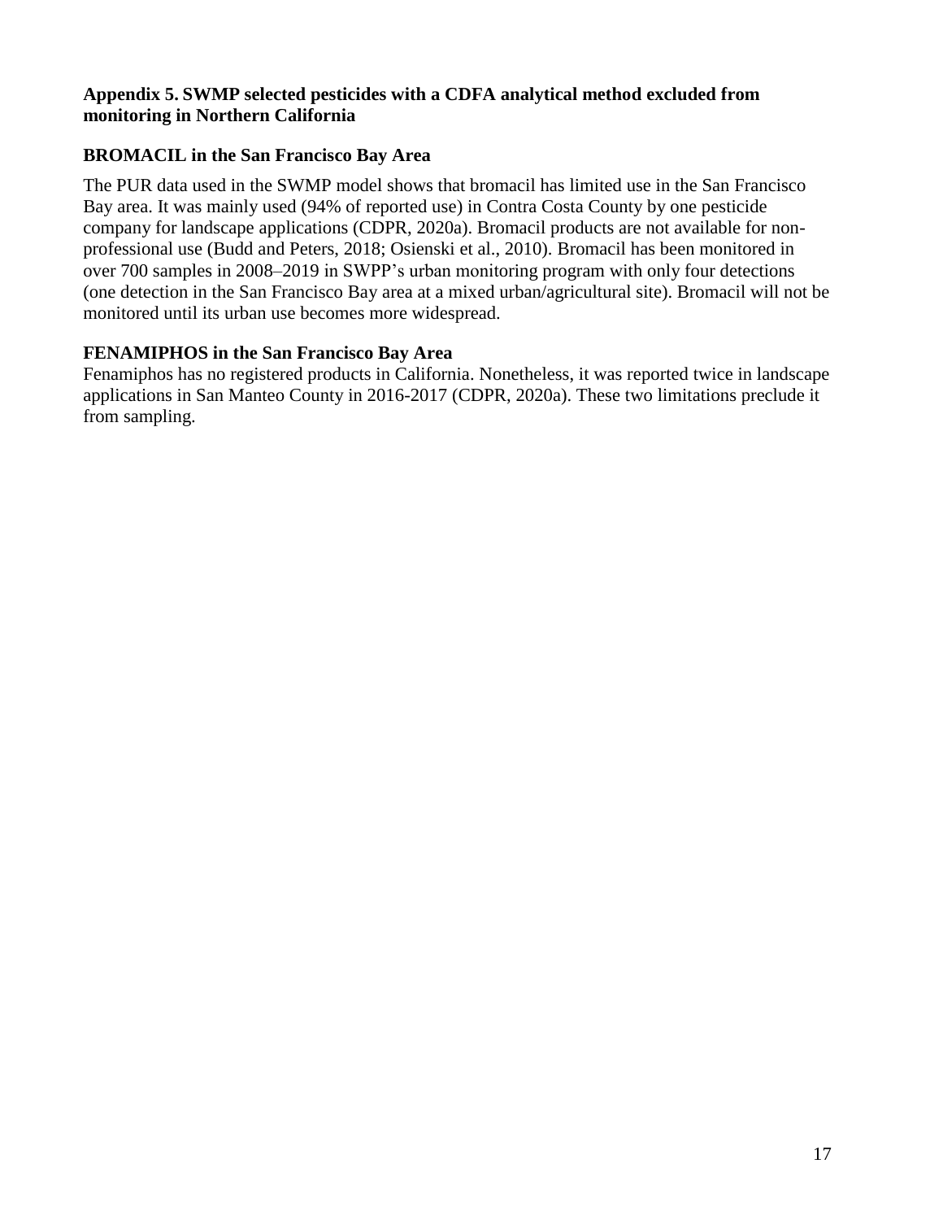## Appendix 5. SWMP selected pesticides with a CDFA analytical method excluded from monitoring in Northern California

### BROMACIL in the San Francisco Bay Area

The PUR data used in the SWMP model shows that bromacil has limited use in the San Francisco Bay area. It was mainly used (94% of reported use) in Contra Costa County by one pesticide company for landscape applications (CDPR, 2020a). Bromacil products are not available for non-professional use (Budd and Peters, 2018; Osienski et al., 2010). Bromacil has been monitored in over 700 samples in 2008–2019 in SWPP's urban monitoring program with only four detections (one detection in the San Francisco Bay area at a mixed urban/agricultural site). Bromacil will not be monitored until its urban use becomes more widespread.

### FENAMIPHOS in the San Francisco Bay Area

Fenamiphos has no registered products in California. Nonetheless, it was reported twice in landscape applications in San Manteo County in 2016-2017 (CDPR, 2020a). These two limitations preclude it from sampling.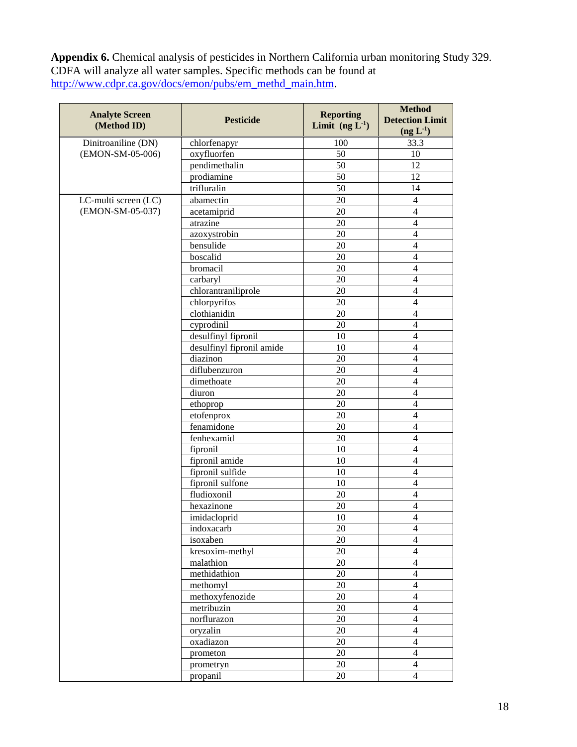**Appendix 6.** Chemical analysis of pesticides in Northern California urban monitoring Study 329. CDFA will analyze all water samples. Specific methods can be found at http://www.cdpr.ca.gov/docs/emon/pubs/em_methd_main.htm.

| Analyte Screen (Method ID) | Pesticide | Reporting Limit (ng $L^{-1}$) | Method Detection Limit (ng $L^{-1}$) |
|---|---|---|---|
| Dinitroaniline (DN) (EMON-SM-05-006) | chlorfenapyr | 100 | 33.3 |
| | oxyfluorfen | 50 | 10 |
| | pendimethalin | 50 | 12 |
| | prodiamine | 50 | 12 |
| | trifluralin | 50 | 14 |
| LC-multi screen (LC) (EMON-SM-05-037) | abamectin | 20 | 4 |
| | acetamiprid | 20 | 4 |
| | atrazine | 20 | 4 |
| | azoxystrobin | 20 | 4 |
| | bensulide | 20 | 4 |
| | boscalid | 20 | 4 |
| | bromacil | 20 | 4 |
| | carbaryl | 20 | 4 |
| | chlorantraniliprole | 20 | 4 |
| | chlorpyrifos | 20 | 4 |
| | clothianidin | 20 | 4 |
| | cyprodinil | 20 | 4 |
| | desulfinyl fipronil | 10 | 4 |
| | desulfinyl fipronil amide | 10 | 4 |
| | diazinon | 20 | 4 |
| | diflubenzuron | 20 | 4 |
| | dimethoate | 20 | 4 |
| | diuron | 20 | 4 |
| | ethoprop | 20 | 4 |
| | etofenprox | 20 | 4 |
| | fenamidone | 20 | 4 |
| | fenhexamid | 20 | 4 |
| | fipronil | 10 | 4 |
| | fipronil amide | 10 | 4 |
| | fipronil sulfide | 10 | 4 |
| | fipronil sulfone | 10 | 4 |
| | fludioxonil | 20 | 4 |
| | hexazinone | 20 | 4 |
| | imidacloprid | 10 | 4 |
| | indoxacarb | 20 | 4 |
| | isoxaben | 20 | 4 |
| | kresoxim-methyl | 20 | 4 |
| | malathion | 20 | 4 |
| | methidathion | 20 | 4 |
| | methomyl | 20 | 4 |
| | methoxyfenozide | 20 | 4 |
| | metribuzin | 20 | 4 |
| | norflurazon | 20 | 4 |
| | oryzalin | 20 | 4 |
| | oxadiazon | 20 | 4 |
| | prometon | 20 | 4 |
| | prometryn | 20 | 4 |
| | propanil | 20 | 4 |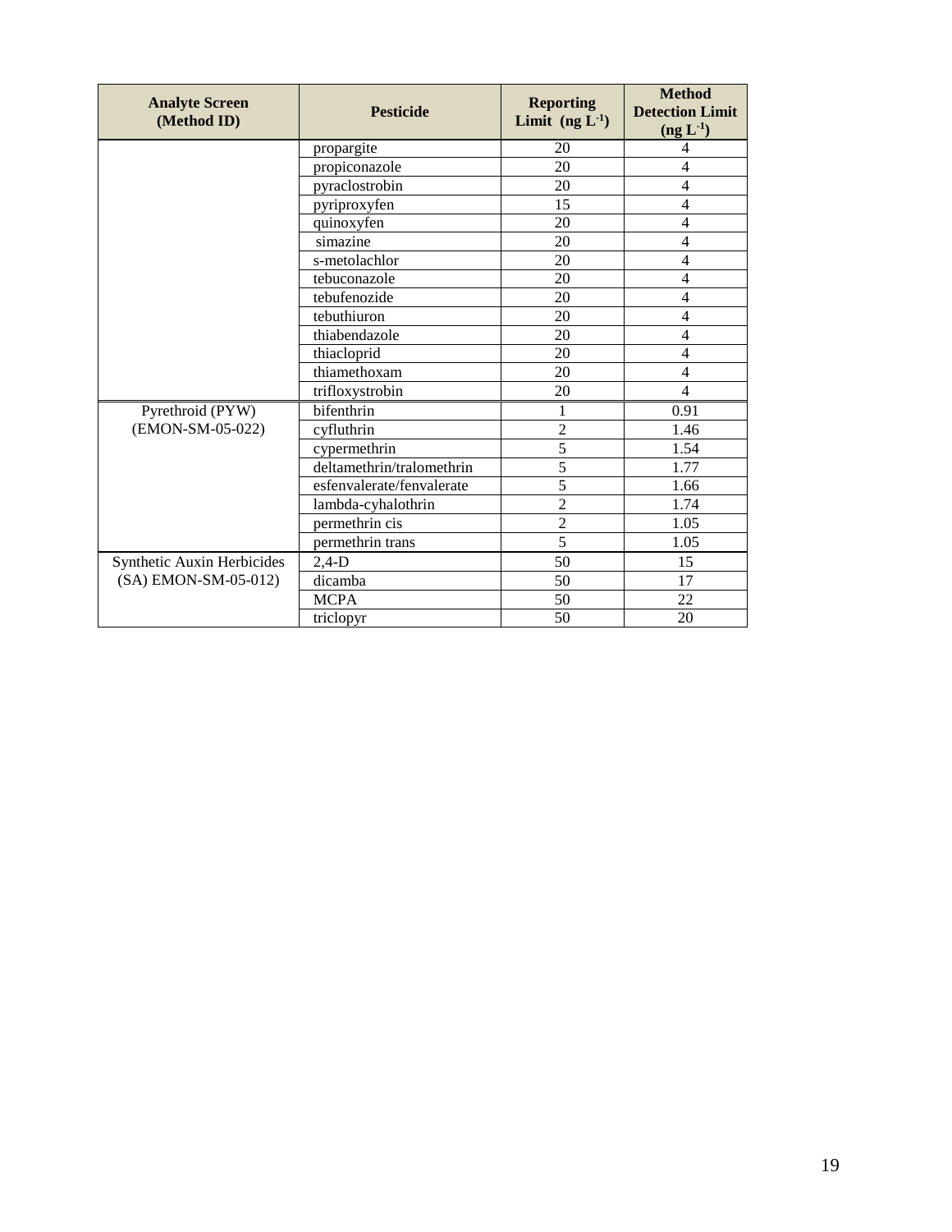| Analyte Screen (Method ID) | Pesticide | Reporting Limit (ng $L^{-1}$) | Method Detection Limit (ng $L^{-1}$) |
| --- | --- | --- | --- |
| | propargite | 20 | 4 |
| | propiconazole | 20 | 4 |
| | pyraclostrobin | 20 | 4 |
| | pyriproxyfen | 15 | 4 |
| | quinoxyfen | 20 | 4 |
| | simazine | 20 | 4 |
| | s-metolachlor | 20 | 4 |
| | tebuconazole | 20 | 4 |
| | tebufenozide | 20 | 4 |
| | tebuthiuron | 20 | 4 |
| | thiabendazole | 20 | 4 |
| | thiacloprid | 20 | 4 |
| | thiamethoxam | 20 | 4 |
| | trifloxystrobin | 20 | 4 |
| Pyrethroid (PYW) (EMON-SM-05-022) | bifenthrin | 1 | 0.91 |
| | cyfluthrin | 2 | 1.46 |
| | cypermethrin | 5 | 1.54 |
| | deltamethrin/tralomethrin | 5 | 1.77 |
| | esfenvalerate/fenvalerate | 5 | 1.66 |
| | lambda-cyhalothrin | 2 | 1.74 |
| | permethrin cis | 2 | 1.05 |
| | permethrin trans | 5 | 1.05 |
| Synthetic Auxin Herbicides (SA) EMON-SM-05-012) | 2,4-D | 50 | 15 |
| | dicamba | 50 | 17 |
| | MCPA | 50 | 22 |
| | triclopyr | 50 | 20 |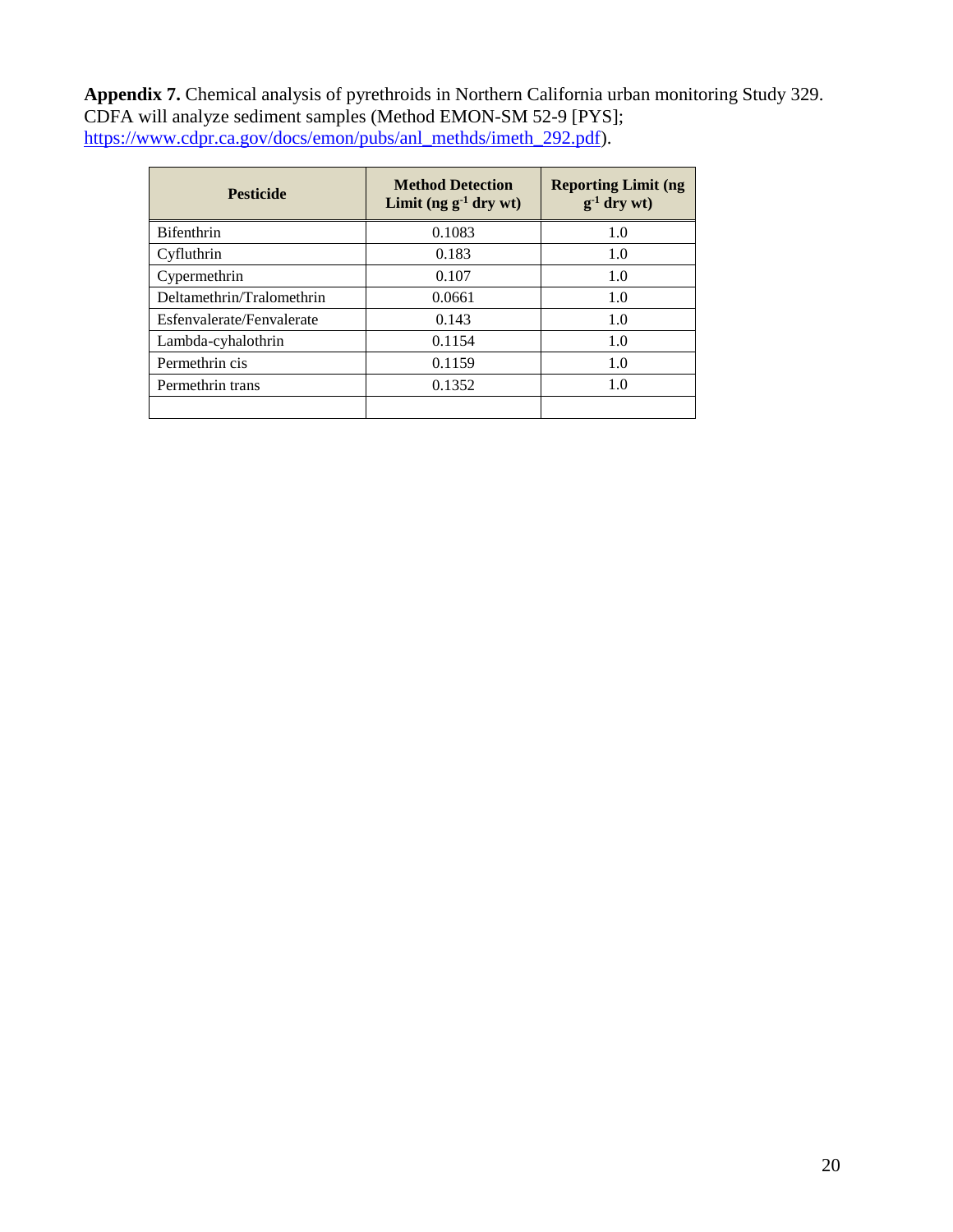**Appendix 7.** Chemical analysis of pyrethroids in Northern California urban monitoring Study 329. CDFA will analyze sediment samples (Method EMON-SM 52-9 [PYS]; https://www.cdpr.ca.gov/docs/emon/pubs/anl_methds/imeth_292.pdf).

| Pesticide | Method Detection Limit (ng $g^{-1}$ dry wt) | Reporting Limit (ng $g^{-1}$ dry wt) |
|---|---|---|
| Bifenthrin | 0.1083 | 1.0 |
| Cyfluthrin | 0.183 | 1.0 |
| Cypermethrin | 0.107 | 1.0 |
| Deltamethrin/Tralomethrin | 0.0661 | 1.0 |
| Esfenvalerate/Fenvalerate | 0.143 | 1.0 |
| Lambda-cyhalothrin | 0.1154 | 1.0 |
| Permethrin cis | 0.1159 | 1.0 |
| Permethrin trans | 0.1352 | 1.0 |
| | | |